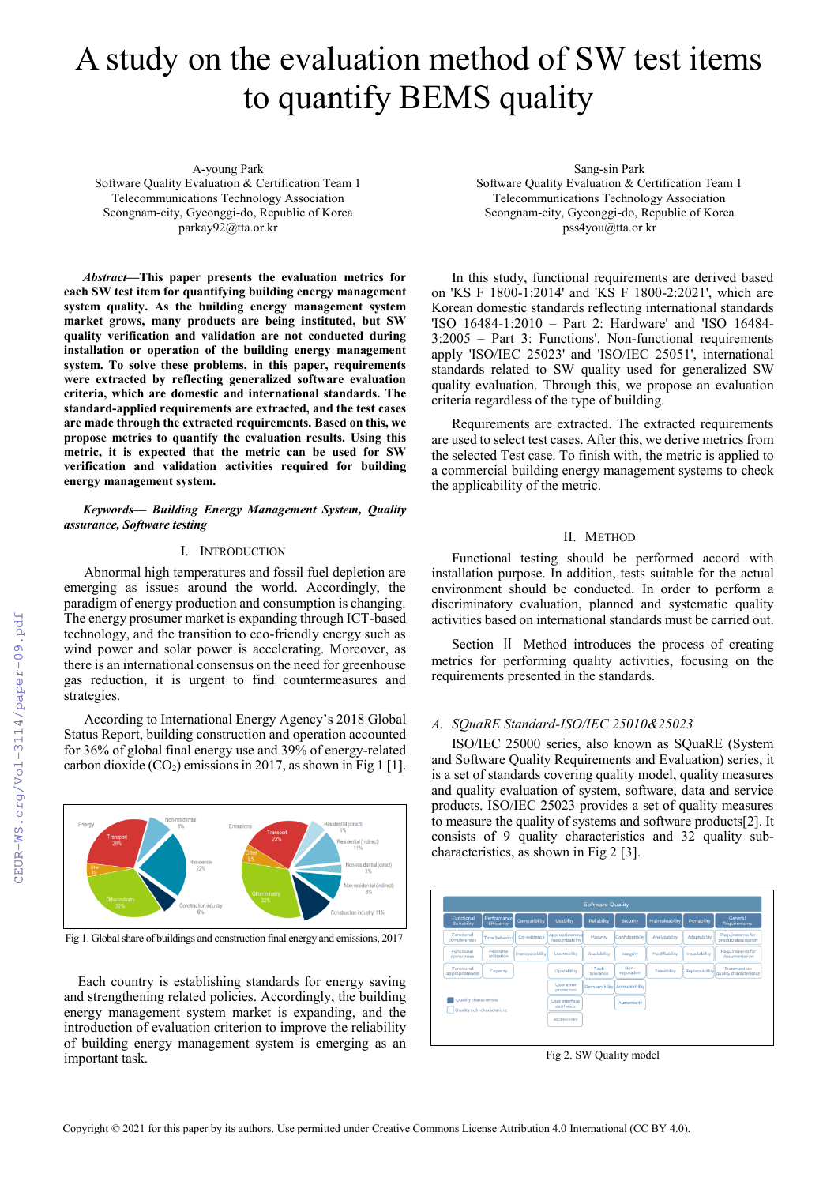# A study on the evaluation method of SW test items to quantify BEMS quality

A-young Park
Software Quality Evaluation & Certification Team 1
Telecommunications Technology Association
Seongnam-city, Gyeonggi-do, Republic of Korea
parkay92@tta.or.kr

Sang-sin Park
Software Quality Evaluation & Certification Team 1
Telecommunications Technology Association
Seongnam-city, Gyeonggi-do, Republic of Korea
pss4you@tta.or.kr

***Abstract*—This paper presents the evaluation metrics for each SW test item for quantifying building energy management system quality. As the building energy management system market grows, many products are being instituted, but SW quality verification and validation are not conducted during installation or operation of the building energy management system. To solve these problems, in this paper, requirements were extracted by reflecting generalized software evaluation criteria, which are domestic and international standards. The standard-applied requirements are extracted, and the test cases are made through the extracted requirements. Based on this, we propose metrics to quantify the evaluation results. Using this metric, it is expected that the metric can be used for SW verification and validation activities required for building energy management system.**

***Keywords— Building Energy Management System, Quality assurance, Software testing***

## I. Introduction

Abnormal high temperatures and fossil fuel depletion are emerging as issues around the world. Accordingly, the paradigm of energy production and consumption is changing. The energy prosumer market is expanding through ICT-based technology, and the transition to eco-friendly energy such as wind power and solar power is accelerating. Moreover, as there is an international consensus on the need for greenhouse gas reduction, it is urgent to find countermeasures and strategies.

According to International Energy Agency's 2018 Global Status Report, building construction and operation accounted for 36% of global final energy use and 39% of energy-related carbon dioxide ($CO_2$) emissions in 2017, as shown in Fig 1 [1].

Fig 1. Global share of buildings and construction final energy and emissions, 2017

Each country is establishing standards for energy saving and strengthening related policies. Accordingly, the building energy management system market is expanding, and the introduction of evaluation criterion to improve the reliability of building energy management system is emerging as an important task.

In this study, functional requirements are derived based on 'KS F 1800-1:2014' and 'KS F 1800-2:2021', which are Korean domestic standards reflecting international standards 'ISO 16484-1:2010 – Part 2: Hardware' and 'ISO 16484-3:2005 – Part 3: Functions'. Non-functional requirements apply 'ISO/IEC 25023' and 'ISO/IEC 25051', international standards related to SW quality used for generalized SW quality evaluation. Through this, we propose an evaluation criteria regardless of the type of building.

Requirements are extracted. The extracted requirements are used to select test cases. After this, we derive metrics from the selected Test case. To finish with, the metric is applied to a commercial building energy management systems to check the applicability of the metric.

## II. Method

Functional testing should be performed accord with installation purpose. In addition, tests suitable for the actual environment should be conducted. In order to perform a discriminatory evaluation, planned and systematic quality activities based on international standards must be carried out.

Section Ⅱ Method introduces the process of creating metrics for performing quality activities, focusing on the requirements presented in the standards.

### *A. SQuaRE Standard-ISO/IEC 25010&25023*

ISO/IEC 25000 series, also known as SQuaRE (System and Software Quality Requirements and Evaluation) series, it is a set of standards covering quality model, quality measures and quality evaluation of system, software, data and service products. ISO/IEC 25023 provides a set of quality measures to measure the quality of systems and software products[2]. It consists of 9 quality characteristics and 32 quality sub-characteristics, as shown in Fig 2 [3].

Fig 2. SW Quality model

Copyright © 2021 for this paper by its authors. Use permitted under Creative Commons License Attribution 4.0 International (CC BY 4.0).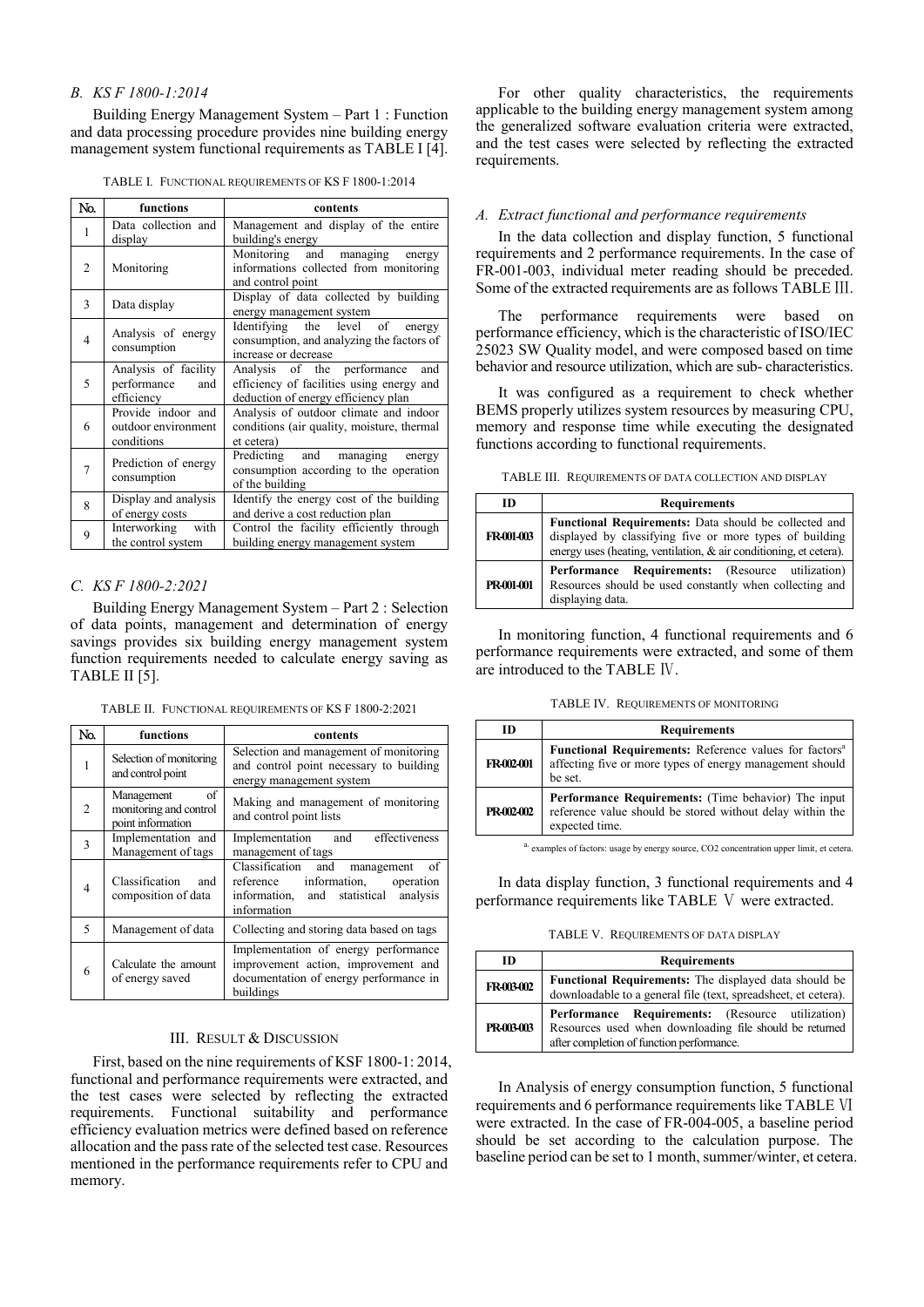### B. KS F 1800-1:2014

Building Energy Management System – Part 1 : Function and data processing procedure provides nine building energy management system functional requirements as TABLE I [4].

TABLE I. FUNCTIONAL REQUIREMENTS OF KS F 1800-1:2014

| No. | functions | contents |
|---|---|---|
| 1 | Data collection and display | Management and display of the entire building's energy |
| 2 | Monitoring | Monitoring and managing energy informations collected from monitoring and control point |
| 3 | Data display | Display of data collected by building energy management system |
| 4 | Analysis of energy consumption | Identifying the level of energy consumption, and analyzing the factors of increase or decrease |
| 5 | Analysis of facility performance and efficiency | Analysis of the performance and efficiency of facilities using energy and deduction of energy efficiency plan |
| 6 | Provide indoor and outdoor environment conditions | Analysis of outdoor climate and indoor conditions (air quality, moisture, thermal et cetera) |
| 7 | Prediction of energy consumption | Predicting and managing energy consumption according to the operation of the building |
| 8 | Display and analysis of energy costs | Identify the energy cost of the building and derive a cost reduction plan |
| 9 | Interworking with the control system | Control the facility efficiently through building energy management system |

### C. KS F 1800-2:2021

Building Energy Management System – Part 2 : Selection of data points, management and determination of energy savings provides six building energy management system function requirements needed to calculate energy saving as TABLE II [5].

TABLE II. FUNCTIONAL REQUIREMENTS OF KS F 1800-2:2021

| No. | functions | contents |
|---|---|---|
| 1 | Selection of monitoring and control point | Selection and management of monitoring and control point necessary to building energy management system |
| 2 | Management of monitoring and control point information | Making and management of monitoring and control point lists |
| 3 | Implementation and Management of tags | Implementation and effectiveness management of tags |
| 4 | Classification and composition of data | Classification and management of reference information, operation information, and statistical analysis information |
| 5 | Management of data | Collecting and storing data based on tags |
| 6 | Calculate the amount of energy saved | Implementation of energy performance improvement action, improvement and documentation of energy performance in buildings |

## III. RESULT & DISCUSSION

First, based on the nine requirements of KSF 1800-1: 2014, functional and performance requirements were extracted, and the test cases were selected by reflecting the extracted requirements. Functional suitability and performance efficiency evaluation metrics were defined based on reference allocation and the pass rate of the selected test case. Resources mentioned in the performance requirements refer to CPU and memory.

For other quality characteristics, the requirements applicable to the building energy management system among the generalized software evaluation criteria were extracted, and the test cases were selected by reflecting the extracted requirements.

### A. Extract functional and performance requirements

In the data collection and display function, 5 functional requirements and 2 performance requirements. In the case of FR-001-003, individual meter reading should be preceded. Some of the extracted requirements are as follows TABLE Ⅲ.

The performance requirements were based on performance efficiency, which is the characteristic of ISO/IEC 25023 SW Quality model, and were composed based on time behavior and resource utilization, which are sub- characteristics.

It was configured as a requirement to check whether BEMS properly utilizes system resources by measuring CPU, memory and response time while executing the designated functions according to functional requirements.

TABLE III. REQUIREMENTS OF DATA COLLECTION AND DISPLAY

| ID | Requirements |
|---|---|
| FR-001-003 | **Functional Requirements:** Data should be collected and displayed by classifying five or more types of building energy uses (heating, ventilation, & air conditioning, et cetera). |
| PR-001-001 | **Performance Requirements:** (Resource utilization) Resources should be used constantly when collecting and displaying data. |

In monitoring function, 4 functional requirements and 6 performance requirements were extracted, and some of them are introduced to the TABLE Ⅳ.

TABLE IV. REQUIREMENTS OF MONITORING

| ID | Requirements |
|---|---|
| FR-002-001 | **Functional Requirements:** Reference values for factors[a] affecting five or more types of energy management should be set. |
| PR-002-002 | **Performance Requirements:** (Time behavior) The input reference value should be stored without delay within the expected time. |

[a] examples of factors: usage by energy source, $CO_2$ concentration upper limit, et cetera.

In data display function, 3 functional requirements and 4 performance requirements like TABLE Ⅴ were extracted.

TABLE V. REQUIREMENTS OF DATA DISPLAY

| ID | Requirements |
|---|---|
| FR-003-002 | **Functional Requirements:** The displayed data should be downloadable to a general file (text, spreadsheet, et cetera). |
| PR-003-003 | **Performance Requirements:** (Resource utilization) Resources used when downloading file should be returned after completion of function performance. |

In Analysis of energy consumption function, 5 functional requirements and 6 performance requirements like TABLE Ⅵ were extracted. In the case of FR-004-005, a baseline period should be set according to the calculation purpose. The baseline period can be set to 1 month, summer/winter, et cetera.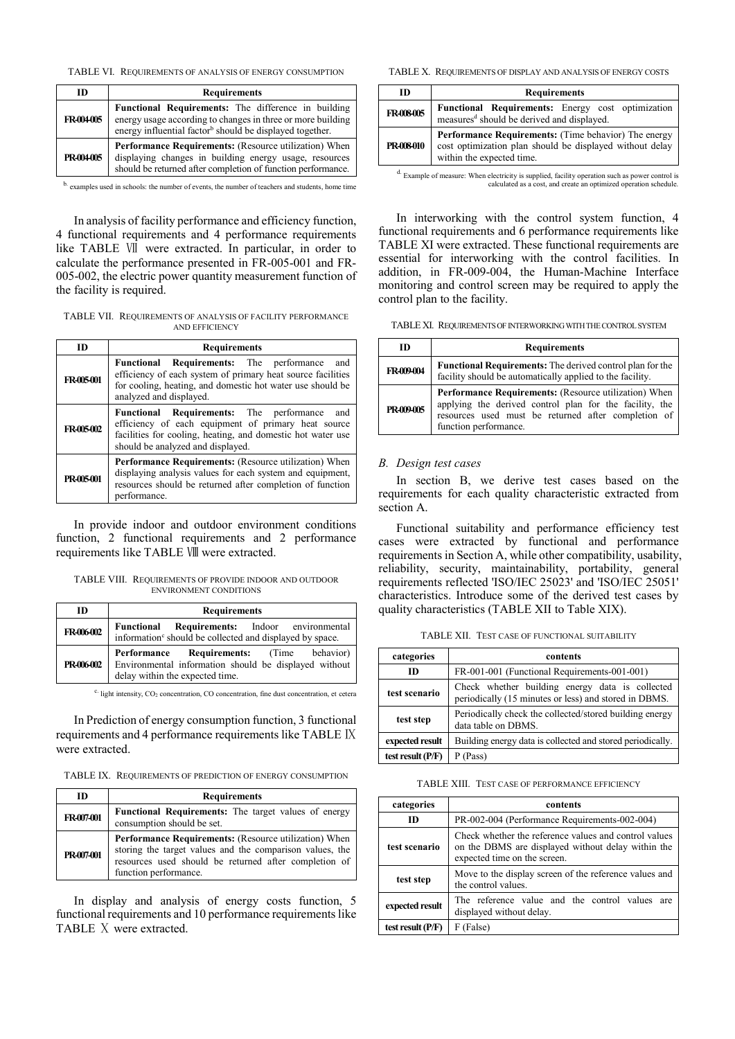TABLE VI. REQUIREMENTS OF ANALYSIS OF ENERGY CONSUMPTION

| ID | Requirements |
|---|---|
| FR-004-005 | **Functional Requirements:** The difference in building energy usage according to changes in three or more building energy influential factor[b] should be displayed together. |
| PR-004-005 | **Performance Requirements:** (Resource utilization) When displaying changes in building energy usage, resources should be returned after completion of function performance. |

[b] examples used in schools: the number of events, the number of teachers and students, home time

In analysis of facility performance and efficiency function, 4 functional requirements and 4 performance requirements like TABLE Ⅶ were extracted. In particular, in order to calculate the performance presented in FR-005-001 and FR-005-002, the electric power quantity measurement function of the facility is required.

TABLE VII. REQUIREMENTS OF ANALYSIS OF FACILITY PERFORMANCE AND EFFICIENCY

| ID | Requirements |
|---|---|
| FR-005-001 | **Functional Requirements:** The performance and efficiency of each system of primary heat source facilities for cooling, heating, and domestic hot water use should be analyzed and displayed. |
| FR-005-002 | **Functional Requirements:** The performance and efficiency of each equipment of primary heat source facilities for cooling, heating, and domestic hot water use should be analyzed and displayed. |
| PR-005-001 | **Performance Requirements:** (Resource utilization) When displaying analysis values for each system and equipment, resources should be returned after completion of function performance. |

In provide indoor and outdoor environment conditions function, 2 functional requirements and 2 performance requirements like TABLE Ⅷ were extracted.

TABLE VIII. REQUIREMENTS OF PROVIDE INDOOR AND OUTDOOR ENVIRONMENT CONDITIONS

| ID | Requirements |
|---|---|
| FR-006-002 | **Functional Requirements:** Indoor environmental information[c] should be collected and displayed by space. |
| PR-006-002 | **Performance Requirements:** (Time behavior) Environmental information should be displayed without delay within the expected time. |

[c] light intensity, $CO_2$ concentration, CO concentration, fine dust concentration, et cetera

In Prediction of energy consumption function, 3 functional requirements and 4 performance requirements like TABLE Ⅸ were extracted.

TABLE IX. REQUIREMENTS OF PREDICTION OF ENERGY CONSUMPTION

| ID | Requirements |
|---|---|
| FR-007-001 | **Functional Requirements:** The target values of energy consumption should be set. |
| PR-007-001 | **Performance Requirements:** (Resource utilization) When storing the target values and the comparison values, the resources used should be returned after completion of function performance. |

In display and analysis of energy costs function, 5 functional requirements and 10 performance requirements like TABLE Ⅹ were extracted.

TABLE X. REQUIREMENTS OF DISPLAY AND ANALYSIS OF ENERGY COSTS

| ID | Requirements |
|---|---|
| FR-008-005 | **Functional Requirements:** Energy cost optimization measures[d] should be derived and displayed. |
| PR-008-010 | **Performance Requirements:** (Time behavior) The energy cost optimization plan should be displayed without delay within the expected time. |

[d] Example of measure: When electricity is supplied, facility operation such as power control is calculated as a cost, and create an optimized operation schedule.

In interworking with the control system function, 4 functional requirements and 6 performance requirements like TABLE XI were extracted. These functional requirements are essential for interworking with the control facilities. In addition, in FR-009-004, the Human-Machine Interface monitoring and control screen may be required to apply the control plan to the facility.

TABLE XI. REQUIREMENTS OF INTERWORKING WITH THE CONTROL SYSTEM

| ID | Requirements |
|---|---|
| FR-009-004 | **Functional Requirements:** The derived control plan for the facility should be automatically applied to the facility. |
| PR-009-005 | **Performance Requirements:** (Resource utilization) When applying the derived control plan for the facility, the resources used must be returned after completion of function performance. |

### *B. Design test cases*

In section B, we derive test cases based on the requirements for each quality characteristic extracted from section A.

Functional suitability and performance efficiency test cases were extracted by functional and performance requirements in Section A, while other compatibility, usability, reliability, security, maintainability, portability, general requirements reflected 'ISO/IEC 25023' and 'ISO/IEC 25051' characteristics. Introduce some of the derived test cases by quality characteristics (TABLE XII to Table XIX).

TABLE XII. TEST CASE OF FUNCTIONAL SUITABILITY

| categories | contents |
|---|---|
| ID | FR-001-001 (Functional Requirements-001-001) |
| test scenario | Check whether building energy data is collected periodically (15 minutes or less) and stored in DBMS. |
| test step | Periodically check the collected/stored building energy data table on DBMS. |
| expected result | Building energy data is collected and stored periodically. |
| test result (P/F) | P (Pass) |

TABLE XIII. TEST CASE OF PERFORMANCE EFFICIENCY

| categories | contents |
|---|---|
| ID | PR-002-004 (Performance Requirements-002-004) |
| test scenario | Check whether the reference values and control values on the DBMS are displayed without delay within the expected time on the screen. |
| test step | Move to the display screen of the reference values and the control values. |
| expected result | The reference value and the control values are displayed without delay. |
| test result (P/F) | F (False) |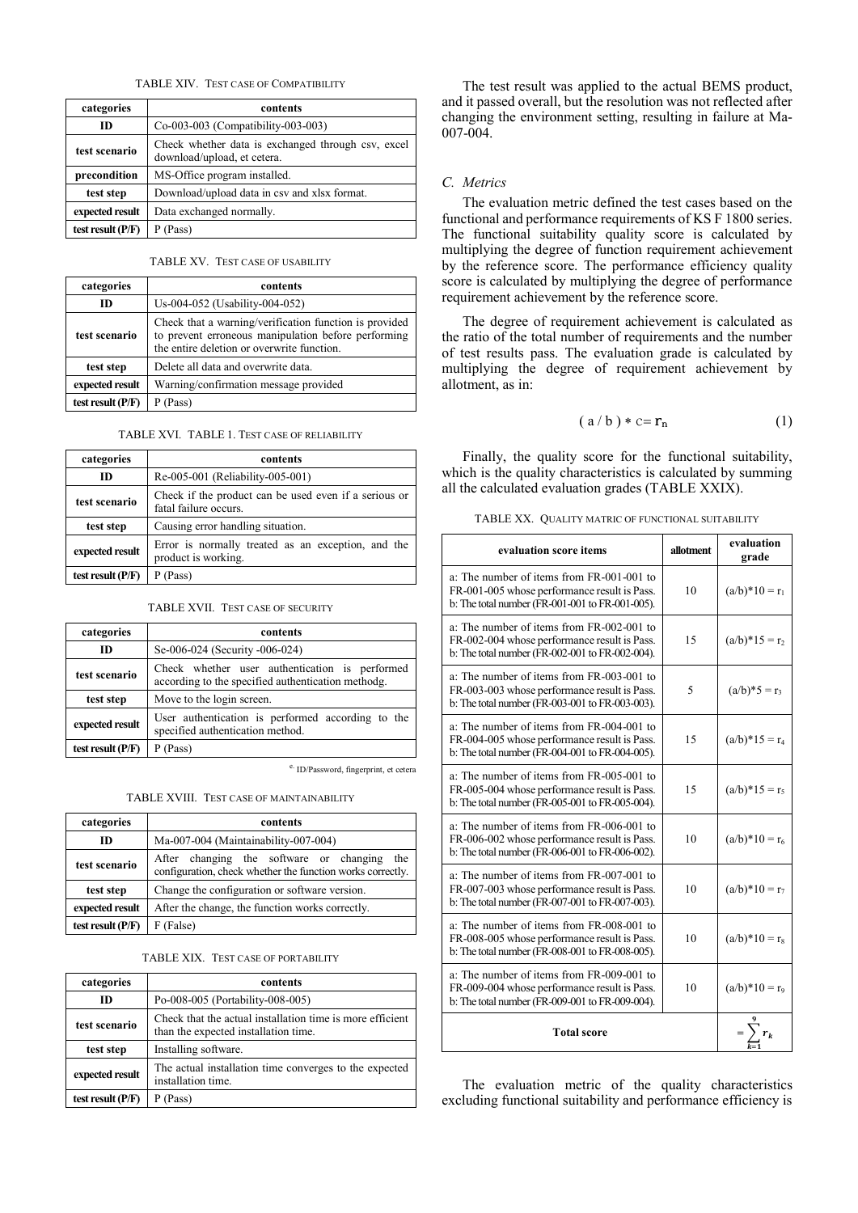TABLE XIV. TEST CASE OF COMPATIBILITY

| categories | contents |
|---|---|
| ID | Co-003-003 (Compatibility-003-003) |
| test scenario | Check whether data is exchanged through csv, excel download/upload, et cetera. |
| precondition | MS-Office program installed. |
| test step | Download/upload data in csv and xlsx format. |
| expected result | Data exchanged normally. |
| test result (P/F) | P (Pass) |

TABLE XV. TEST CASE OF USABILITY

| categories | contents |
|---|---|
| ID | Us-004-052 (Usability-004-052) |
| test scenario | Check that a warning/verification function is provided to prevent erroneous manipulation before performing the entire deletion or overwrite function. |
| test step | Delete all data and overwrite data. |
| expected result | Warning/confirmation message provided |
| test result (P/F) | P (Pass) |

TABLE XVI. TABLE 1. TEST CASE OF RELIABILITY

| categories | contents |
|---|---|
| ID | Re-005-001 (Reliability-005-001) |
| test scenario | Check if the product can be used even if a serious or fatal failure occurs. |
| test step | Causing error handling situation. |
| expected result | Error is normally treated as an exception, and the product is working. |
| test result (P/F) | P (Pass) |

TABLE XVII. TEST CASE OF SECURITY

| categories | contents |
|---|---|
| ID | Se-006-024 (Security -006-024) |
| test scenario | Check whether user authentication is performed according to the specified authentication methodg. |
| test step | Move to the login screen. |
| expected result | User authentication is performed according to the specified authentication method. |
| test result (P/F) | P (Pass) |

e. ID/Password, fingerprint, et cetera

TABLE XVIII. TEST CASE OF MAINTAINABILITY

| categories | contents |
|---|---|
| ID | Ma-007-004 (Maintainability-007-004) |
| test scenario | After changing the software or changing the configuration, check whether the function works correctly. |
| test step | Change the configuration or software version. |
| expected result | After the change, the function works correctly. |
| test result (P/F) | F (False) |

TABLE XIX. TEST CASE OF PORTABILITY

| categories | contents |
|---|---|
| ID | Po-008-005 (Portability-008-005) |
| test scenario | Check that the actual installation time is more efficient than the expected installation time. |
| test step | Installing software. |
| expected result | The actual installation time converges to the expected installation time. |
| test result (P/F) | P (Pass) |

The test result was applied to the actual BEMS product, and it passed overall, but the resolution was not reflected after changing the environment setting, resulting in failure at Ma-007-004.

### *C. Metrics*

The evaluation metric defined the test cases based on the functional and performance requirements of KS F 1800 series. The functional suitability quality score is calculated by multiplying the degree of function requirement achievement by the reference score. The performance efficiency quality score is calculated by multiplying the degree of performance requirement achievement by the reference score.

The degree of requirement achievement is calculated as the ratio of the total number of requirements and the number of test results pass. The evaluation grade is calculated by multiplying the degree of requirement achievement by allotment, as in:

$$(a / b) * c = r_n \tag{1}$$

Finally, the quality score for the functional suitability, which is the quality characteristics is calculated by summing all the calculated evaluation grades (TABLE XXIX).

TABLE XX. QUALITY MATRIC OF FUNCTIONAL SUITABILITY

| evaluation score items | allotment | evaluation grade |
|---|---|---|
| a: The number of items from FR-001-001 to FR-001-005 whose performance result is Pass. b: The total number (FR-001-001 to FR-001-005). | 10 | $(a/b)*10 = r_1$ |
| a: The number of items from FR-002-001 to FR-002-004 whose performance result is Pass. b: The total number (FR-002-001 to FR-002-004). | 15 | $(a/b)*15 = r_2$ |
| a: The number of items from FR-003-001 to FR-003-003 whose performance result is Pass. b: The total number (FR-003-001 to FR-003-003). | 5 | $(a/b)*5 = r_3$ |
| a: The number of items from FR-004-001 to FR-004-005 whose performance result is Pass. b: The total number (FR-004-001 to FR-004-005). | 15 | $(a/b)*15 = r_4$ |
| a: The number of items from FR-005-001 to FR-005-004 whose performance result is Pass. b: The total number (FR-005-001 to FR-005-004). | 15 | $(a/b)*15 = r_5$ |
| a: The number of items from FR-006-001 to FR-006-002 whose performance result is Pass. b: The total number (FR-006-001 to FR-006-002). | 10 | $(a/b)*10 = r_6$ |
| a: The number of items from FR-007-001 to FR-007-003 whose performance result is Pass. b: The total number (FR-007-001 to FR-007-003). | 10 | $(a/b)*10 = r_7$ |
| a: The number of items from FR-008-001 to FR-008-005 whose performance result is Pass. b: The total number (FR-008-001 to FR-008-005). | 10 | $(a/b)*10 = r_8$ |
| a: The number of items from FR-009-001 to FR-009-004 whose performance result is Pass. b: The total number (FR-009-001 to FR-009-004). | 10 | $(a/b)*10 = r_9$ |
| **Total score** | | $= \sum_{k=1}^{9} r_k$ |

The evaluation metric of the quality characteristics excluding functional suitability and performance efficiency is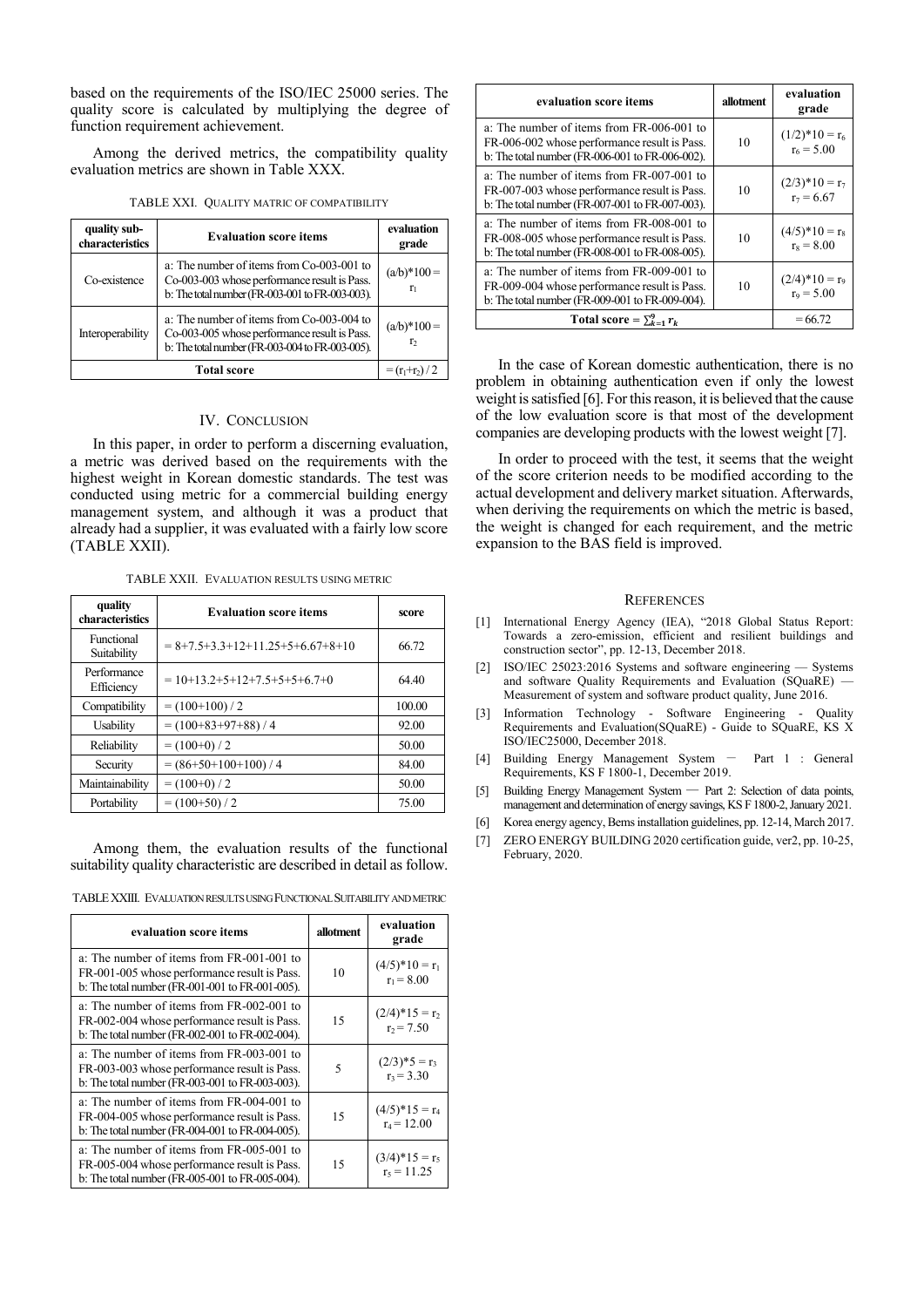based on the requirements of the ISO/IEC 25000 series. The quality score is calculated by multiplying the degree of function requirement achievement.

Among the derived metrics, the compatibility quality evaluation metrics are shown in Table XXX.

TABLE XXI. QUALITY MATRIC OF COMPATIBILITY

| quality sub-characteristics | Evaluation score items | evaluation grade |
|---|---|---|
| Co-existence | a: The number of items from Co-003-001 to Co-003-003 whose performance result is Pass. b: The total number (FR-003-001 to FR-003-003). | $(a/b)*100 = r_1$ |
| Interoperability | a: The number of items from Co-003-004 to Co-003-005 whose performance result is Pass. b: The total number (FR-003-004 to FR-003-005). | $(a/b)*100 = r_2$ |
| Total score | | $= (r_1+r_2) / 2$ |

## IV. Conclusion

In this paper, in order to perform a discerning evaluation, a metric was derived based on the requirements with the highest weight in Korean domestic standards. The test was conducted using metric for a commercial building energy management system, and although it was a product that already had a supplier, it was evaluated with a fairly low score (TABLE XXII).

TABLE XXII. EVALUATION RESULTS USING METRIC

| quality characteristics | Evaluation score items | score |
|---|---|---|
| Functional Suitability | = 8+7.5+3.3+12+11.25+5+6.67+8+10 | 66.72 |
| Performance Efficiency | = 10+13.2+5+12+7.5+5+5+6.7+0 | 64.40 |
| Compatibility | = (100+100) / 2 | 100.00 |
| Usability | = (100+83+97+88) / 4 | 92.00 |
| Reliability | = (100+0) / 2 | 50.00 |
| Security | = (86+50+100+100) / 4 | 84.00 |
| Maintainability | = (100+0) / 2 | 50.00 |
| Portability | = (100+50) / 2 | 75.00 |

Among them, the evaluation results of the functional suitability quality characteristic are described in detail as follow.

TABLE XXIII. EVALUATION RESULTS USING FUNCTIONAL SUITABILITY AND METRIC

| evaluation score items | allotment | evaluation grade |
|---|---|---|
| a: The number of items from FR-001-001 to FR-001-005 whose performance result is Pass. b: The total number (FR-001-001 to FR-001-005). | 10 | $(4/5)*10 = r_1$ $r_1 = 8.00$ |
| a: The number of items from FR-002-001 to FR-002-004 whose performance result is Pass. b: The total number (FR-002-001 to FR-002-004). | 15 | $(2/4)*15 = r_2$ $r_2 = 7.50$ |
| a: The number of items from FR-003-001 to FR-003-003 whose performance result is Pass. b: The total number (FR-003-001 to FR-003-003). | 5 | $(2/3)*5 = r_3$ $r_3 = 3.30$ |
| a: The number of items from FR-004-001 to FR-004-005 whose performance result is Pass. b: The total number (FR-004-001 to FR-004-005). | 15 | $(4/5)*15 = r_4$ $r_4 = 12.00$ |
| a: The number of items from FR-005-001 to FR-005-004 whose performance result is Pass. b: The total number (FR-005-001 to FR-005-004). | 15 | $(3/4)*15 = r_5$ $r_5 = 11.25$ |
| a: The number of items from FR-006-001 to FR-006-002 whose performance result is Pass. b: The total number (FR-006-001 to FR-006-002). | 10 | $(1/2)*10 = r_6$ $r_6 = 5.00$ |
| a: The number of items from FR-007-001 to FR-007-003 whose performance result is Pass. b: The total number (FR-007-001 to FR-007-003). | 10 | $(2/3)*10 = r_7$ $r_7 = 6.67$ |
| a: The number of items from FR-008-001 to FR-008-005 whose performance result is Pass. b: The total number (FR-008-001 to FR-008-005). | 10 | $(4/5)*10 = r_8$ $r_8 = 8.00$ |
| a: The number of items from FR-009-001 to FR-009-004 whose performance result is Pass. b: The total number (FR-009-001 to FR-009-004). | 10 | $(2/4)*10 = r_9$ $r_9 = 5.00$ |
| Total score = $\sum_{k=1}^{9} r_k$ | | = 66.72 |

In the case of Korean domestic authentication, there is no problem in obtaining authentication even if only the lowest weight is satisfied [6]. For this reason, it is believed that the cause of the low evaluation score is that most of the development companies are developing products with the lowest weight [7].

In order to proceed with the test, it seems that the weight of the score criterion needs to be modified according to the actual development and delivery market situation. Afterwards, when deriving the requirements on which the metric is based, the weight is changed for each requirement, and the metric expansion to the BAS field is improved.

## References

[1] International Energy Agency (IEA), "2018 Global Status Report: Towards a zero-emission, efficient and resilient buildings and construction sector", pp. 12-13, December 2018.

[2] ISO/IEC 25023:2016 Systems and software engineering — Systems and software Quality Requirements and Evaluation (SQuaRE) — Measurement of system and software product quality, June 2016.

[3] Information Technology - Software Engineering - Quality Requirements and Evaluation(SQuaRE) - Guide to SQuaRE, KS X ISO/IEC25000, December 2018.

[4] Building Energy Management System — Part 1 : General Requirements, KS F 1800-1, December 2019.

[5] Building Energy Management System — Part 2: Selection of data points, management and determination of energy savings, KS F 1800-2, January 2021.

[6] Korea energy agency, Bems installation guidelines, pp. 12-14, March 2017.

[7] ZERO ENERGY BUILDING 2020 certification guide, ver2, pp. 10-25, February, 2020.